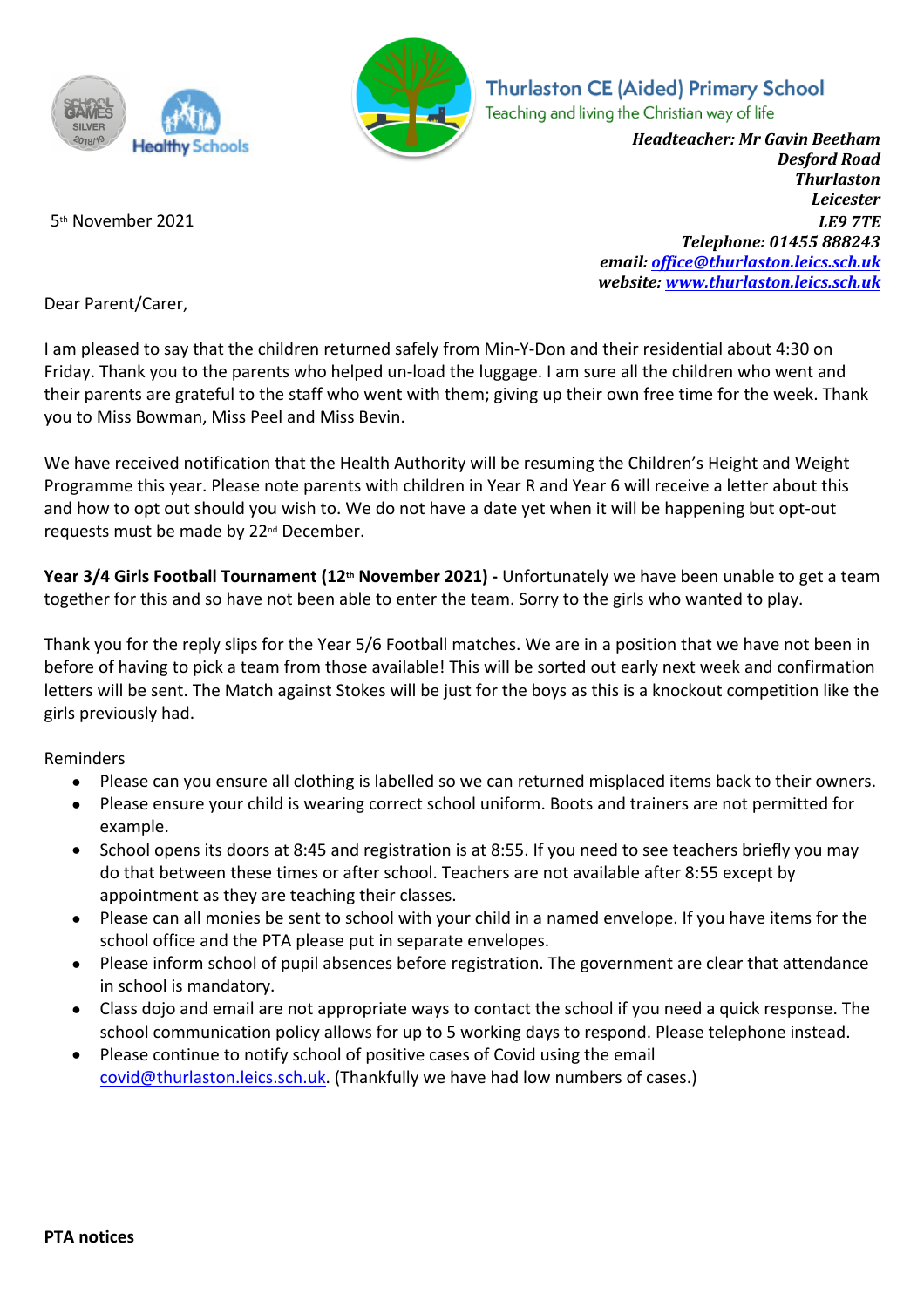**Thurlaston CE (Aided) Primary School**

Teaching and living the Christian way of life

***Headteacher: Mr Gavin Beetham***
***Desford Road***
***Thurlaston***
***Leicester***
***LE9 7TE***
***Telephone: 01455 888243***
***email: office@thurlaston.leics.sch.uk***
***website: www.thurlaston.leics.sch.uk***

5th November 2021

Dear Parent/Carer,

I am pleased to say that the children returned safely from Min-Y-Don and their residential about 4:30 on Friday. Thank you to the parents who helped un-load the luggage. I am sure all the children who went and their parents are grateful to the staff who went with them; giving up their own free time for the week. Thank you to Miss Bowman, Miss Peel and Miss Bevin.

We have received notification that the Health Authority will be resuming the Children's Height and Weight Programme this year. Please note parents with children in Year R and Year 6 will receive a letter about this and how to opt out should you wish to. We do not have a date yet when it will be happening but opt-out requests must be made by 22nd December.

**Year 3/4 Girls Football Tournament (12th November 2021) -** Unfortunately we have been unable to get a team together for this and so have not been able to enter the team. Sorry to the girls who wanted to play.

Thank you for the reply slips for the Year 5/6 Football matches. We are in a position that we have not been in before of having to pick a team from those available! This will be sorted out early next week and confirmation letters will be sent. The Match against Stokes will be just for the boys as this is a knockout competition like the girls previously had.

Reminders

- Please can you ensure all clothing is labelled so we can returned misplaced items back to their owners.
- Please ensure your child is wearing correct school uniform. Boots and trainers are not permitted for example.
- School opens its doors at 8:45 and registration is at 8:55. If you need to see teachers briefly you may do that between these times or after school. Teachers are not available after 8:55 except by appointment as they are teaching their classes.
- Please can all monies be sent to school with your child in a named envelope. If you have items for the school office and the PTA please put in separate envelopes.
- Please inform school of pupil absences before registration. The government are clear that attendance in school is mandatory.
- Class dojo and email are not appropriate ways to contact the school if you need a quick response. The school communication policy allows for up to 5 working days to respond. Please telephone instead.
- Please continue to notify school of positive cases of Covid using the email covid@thurlaston.leics.sch.uk. (Thankfully we have had low numbers of cases.)

**PTA notices**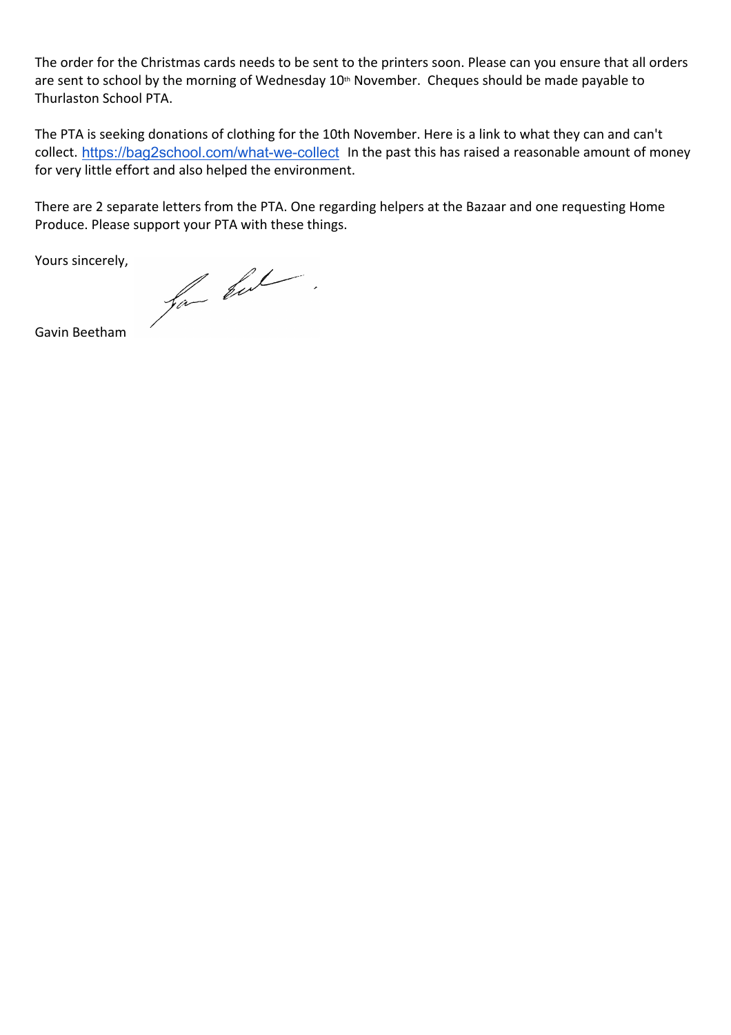The order for the Christmas cards needs to be sent to the printers soon. Please can you ensure that all orders are sent to school by the morning of Wednesday 10th November. Cheques should be made payable to Thurlaston School PTA.

The PTA is seeking donations of clothing for the 10th November. Here is a link to what they can and can't collect. https://bag2school.com/what-we-collect In the past this has raised a reasonable amount of money for very little effort and also helped the environment.

There are 2 separate letters from the PTA. One regarding helpers at the Bazaar and one requesting Home Produce. Please support your PTA with these things.

Yours sincerely,

Gavin Beetham